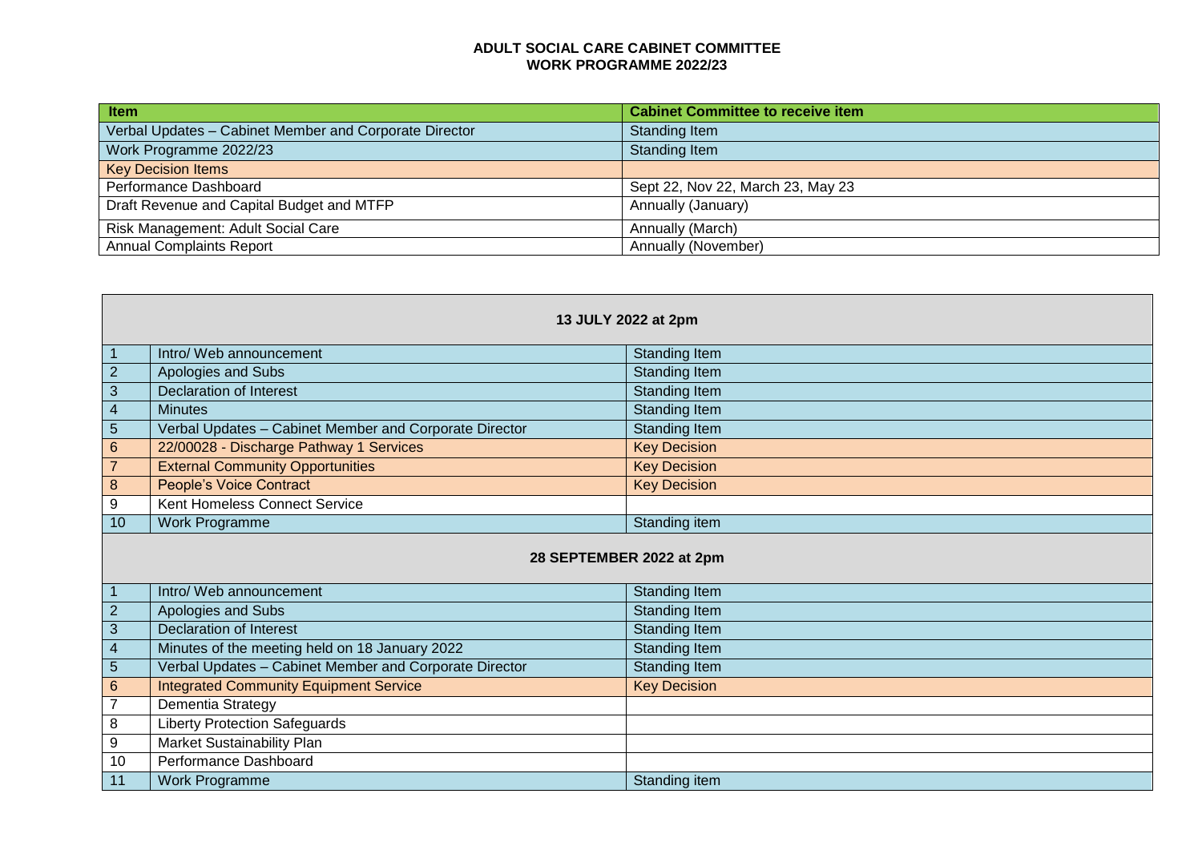# ADULT SOCIAL CARE CABINET COMMITTEE
## WORK PROGRAMME 2022/23

| Item | Cabinet Committee to receive item |
|---|---|
| Verbal Updates – Cabinet Member and Corporate Director | Standing Item |
| Work Programme 2022/23 | Standing Item |
| Key Decision Items | |
| Performance Dashboard | Sept 22, Nov 22, March 23, May 23 |
| Draft Revenue and Capital Budget and MTFP | Annually (January) |
| Risk Management: Adult Social Care | Annually (March) |
| Annual Complaints Report | Annually (November) |

| | **13 JULY 2022 at 2pm** | |
|---|---|---|
| 1 | Intro/ Web announcement | Standing Item |
| 2 | Apologies and Subs | Standing Item |
| 3 | Declaration of Interest | Standing Item |
| 4 | Minutes | Standing Item |
| 5 | Verbal Updates – Cabinet Member and Corporate Director | Standing Item |
| 6 | 22/00028 - Discharge Pathway 1 Services | Key Decision |
| 7 | External Community Opportunities | Key Decision |
| 8 | People's Voice Contract | Key Decision |
| 9 | Kent Homeless Connect Service | |
| 10 | Work Programme | Standing item |
| | **28 SEPTEMBER 2022 at 2pm** | |
| 1 | Intro/ Web announcement | Standing Item |
| 2 | Apologies and Subs | Standing Item |
| 3 | Declaration of Interest | Standing Item |
| 4 | Minutes of the meeting held on 18 January 2022 | Standing Item |
| 5 | Verbal Updates – Cabinet Member and Corporate Director | Standing Item |
| 6 | Integrated Community Equipment Service | Key Decision |
| 7 | Dementia Strategy | |
| 8 | Liberty Protection Safeguards | |
| 9 | Market Sustainability Plan | |
| 10 | Performance Dashboard | |
| 11 | Work Programme | Standing item |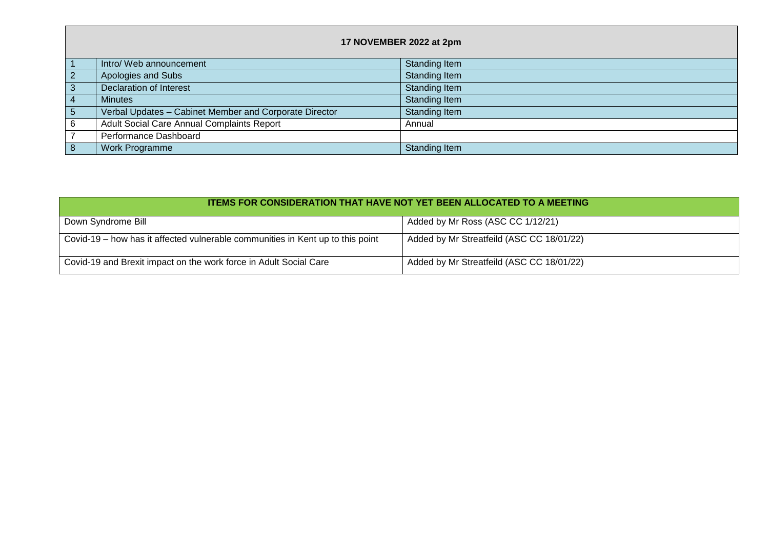| 17 NOVEMBER 2022 at 2pm | | |
|---|---|---|
| 1 | Intro/ Web announcement | Standing Item |
| 2 | Apologies and Subs | Standing Item |
| 3 | Declaration of Interest | Standing Item |
| 4 | Minutes | Standing Item |
| 5 | Verbal Updates – Cabinet Member and Corporate Director | Standing Item |
| 6 | Adult Social Care Annual Complaints Report | Annual |
| 7 | Performance Dashboard | |
| 8 | Work Programme | Standing Item |

| ITEMS FOR CONSIDERATION THAT HAVE NOT YET BEEN ALLOCATED TO A MEETING | |
|---|---|
| Down Syndrome Bill | Added by Mr Ross (ASC CC 1/12/21) |
| Covid-19 – how has it affected vulnerable communities in Kent up to this point | Added by Mr Streatfeild (ASC CC 18/01/22) |
| Covid-19 and Brexit impact on the work force in Adult Social Care | Added by Mr Streatfeild (ASC CC 18/01/22) |